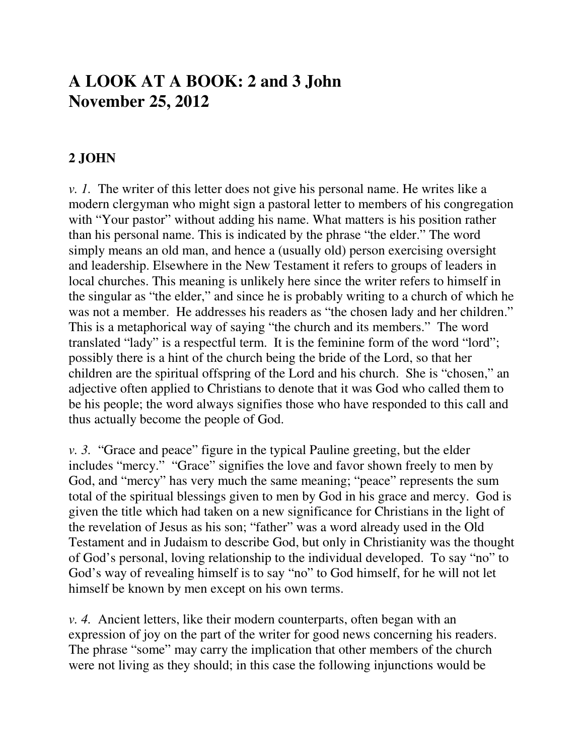# A LOOK AT A BOOK: 2 and 3 John
# November 25, 2012

## 2 JOHN

*v. 1.* The writer of this letter does not give his personal name. He writes like a modern clergyman who might sign a pastoral letter to members of his congregation with "Your pastor" without adding his name. What matters is his position rather than his personal name. This is indicated by the phrase "the elder." The word simply means an old man, and hence a (usually old) person exercising oversight and leadership. Elsewhere in the New Testament it refers to groups of leaders in local churches. This meaning is unlikely here since the writer refers to himself in the singular as "the elder," and since he is probably writing to a church of which he was not a member. He addresses his readers as "the chosen lady and her children." This is a metaphorical way of saying "the church and its members." The word translated "lady" is a respectful term. It is the feminine form of the word "lord"; possibly there is a hint of the church being the bride of the Lord, so that her children are the spiritual offspring of the Lord and his church. She is "chosen," an adjective often applied to Christians to denote that it was God who called them to be his people; the word always signifies those who have responded to this call and thus actually become the people of God.

*v. 3.* "Grace and peace" figure in the typical Pauline greeting, but the elder includes "mercy." "Grace" signifies the love and favor shown freely to men by God, and "mercy" has very much the same meaning; "peace" represents the sum total of the spiritual blessings given to men by God in his grace and mercy. God is given the title which had taken on a new significance for Christians in the light of the revelation of Jesus as his son; "father" was a word already used in the Old Testament and in Judaism to describe God, but only in Christianity was the thought of God's personal, loving relationship to the individual developed. To say "no" to God's way of revealing himself is to say "no" to God himself, for he will not let himself be known by men except on his own terms.

*v. 4.* Ancient letters, like their modern counterparts, often began with an expression of joy on the part of the writer for good news concerning his readers. The phrase "some" may carry the implication that other members of the church were not living as they should; in this case the following injunctions would be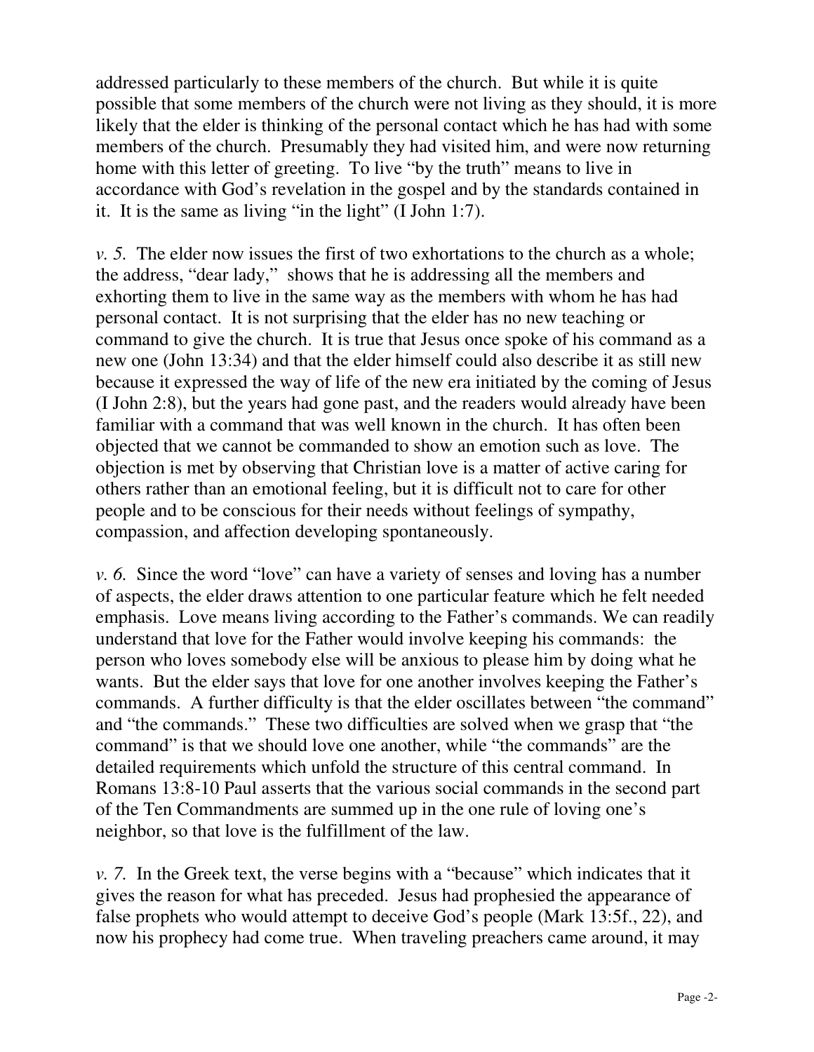addressed particularly to these members of the church. But while it is quite possible that some members of the church were not living as they should, it is more likely that the elder is thinking of the personal contact which he has had with some members of the church. Presumably they had visited him, and were now returning home with this letter of greeting. To live "by the truth" means to live in accordance with God's revelation in the gospel and by the standards contained in it. It is the same as living "in the light" (I John 1:7).

*v. 5.* The elder now issues the first of two exhortations to the church as a whole; the address, "dear lady," shows that he is addressing all the members and exhorting them to live in the same way as the members with whom he has had personal contact. It is not surprising that the elder has no new teaching or command to give the church. It is true that Jesus once spoke of his command as a new one (John 13:34) and that the elder himself could also describe it as still new because it expressed the way of life of the new era initiated by the coming of Jesus (I John 2:8), but the years had gone past, and the readers would already have been familiar with a command that was well known in the church. It has often been objected that we cannot be commanded to show an emotion such as love. The objection is met by observing that Christian love is a matter of active caring for others rather than an emotional feeling, but it is difficult not to care for other people and to be conscious for their needs without feelings of sympathy, compassion, and affection developing spontaneously.

*v. 6.* Since the word "love" can have a variety of senses and loving has a number of aspects, the elder draws attention to one particular feature which he felt needed emphasis. Love means living according to the Father's commands. We can readily understand that love for the Father would involve keeping his commands: the person who loves somebody else will be anxious to please him by doing what he wants. But the elder says that love for one another involves keeping the Father's commands. A further difficulty is that the elder oscillates between "the command" and "the commands." These two difficulties are solved when we grasp that "the command" is that we should love one another, while "the commands" are the detailed requirements which unfold the structure of this central command. In Romans 13:8-10 Paul asserts that the various social commands in the second part of the Ten Commandments are summed up in the one rule of loving one's neighbor, so that love is the fulfillment of the law.

*v. 7.* In the Greek text, the verse begins with a "because" which indicates that it gives the reason for what has preceded. Jesus had prophesied the appearance of false prophets who would attempt to deceive God's people (Mark 13:5f., 22), and now his prophecy had come true. When traveling preachers came around, it may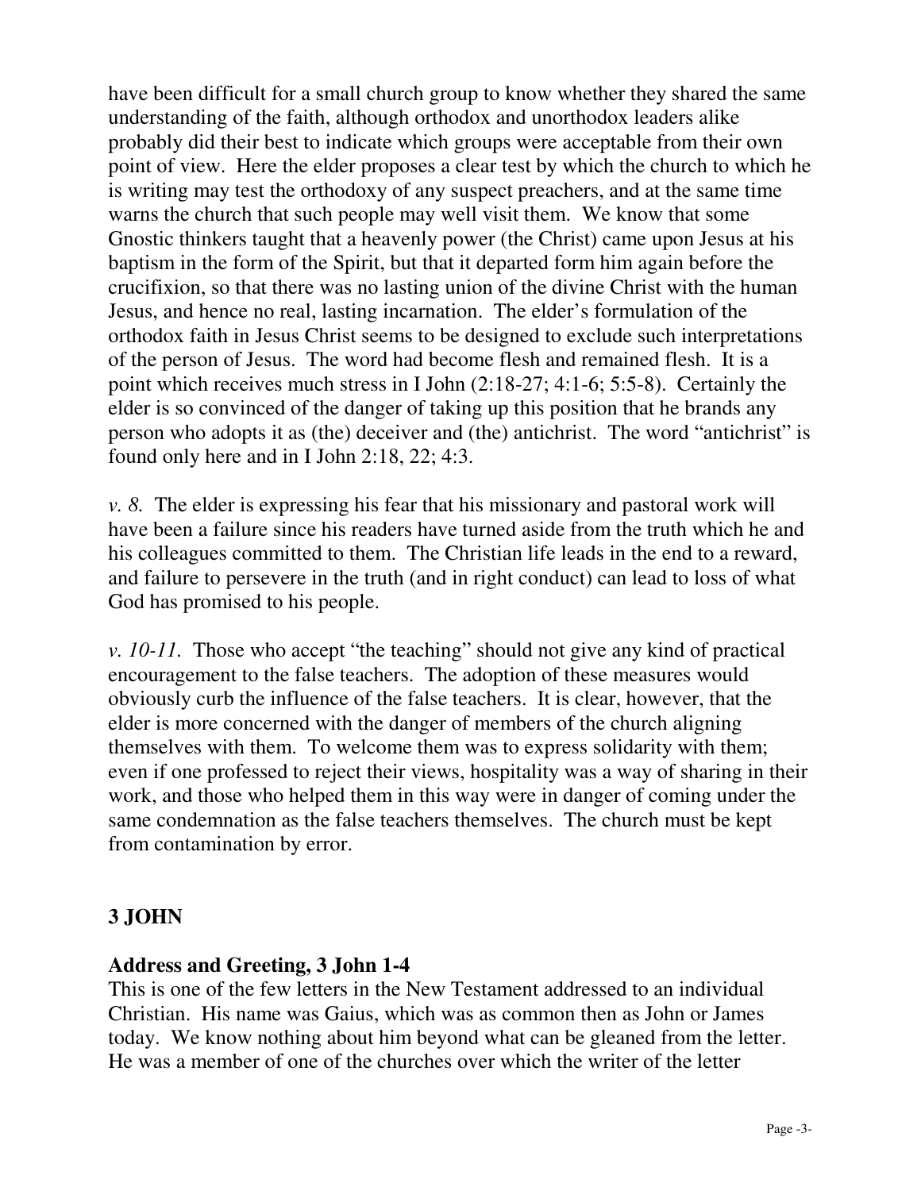have been difficult for a small church group to know whether they shared the same understanding of the faith, although orthodox and unorthodox leaders alike probably did their best to indicate which groups were acceptable from their own point of view. Here the elder proposes a clear test by which the church to which he is writing may test the orthodoxy of any suspect preachers, and at the same time warns the church that such people may well visit them. We know that some Gnostic thinkers taught that a heavenly power (the Christ) came upon Jesus at his baptism in the form of the Spirit, but that it departed form him again before the crucifixion, so that there was no lasting union of the divine Christ with the human Jesus, and hence no real, lasting incarnation. The elder's formulation of the orthodox faith in Jesus Christ seems to be designed to exclude such interpretations of the person of Jesus. The word had become flesh and remained flesh. It is a point which receives much stress in I John (2:18-27; 4:1-6; 5:5-8). Certainly the elder is so convinced of the danger of taking up this position that he brands any person who adopts it as (the) deceiver and (the) antichrist. The word "antichrist" is found only here and in I John 2:18, 22; 4:3.

*v. 8.* The elder is expressing his fear that his missionary and pastoral work will have been a failure since his readers have turned aside from the truth which he and his colleagues committed to them. The Christian life leads in the end to a reward, and failure to persevere in the truth (and in right conduct) can lead to loss of what God has promised to his people.

*v. 10-11.* Those who accept "the teaching" should not give any kind of practical encouragement to the false teachers. The adoption of these measures would obviously curb the influence of the false teachers. It is clear, however, that the elder is more concerned with the danger of members of the church aligning themselves with them. To welcome them was to express solidarity with them; even if one professed to reject their views, hospitality was a way of sharing in their work, and those who helped them in this way were in danger of coming under the same condemnation as the false teachers themselves. The church must be kept from contamination by error.

## 3 JOHN

### Address and Greeting, 3 John 1-4

This is one of the few letters in the New Testament addressed to an individual Christian. His name was Gaius, which was as common then as John or James today. We know nothing about him beyond what can be gleaned from the letter. He was a member of one of the churches over which the writer of the letter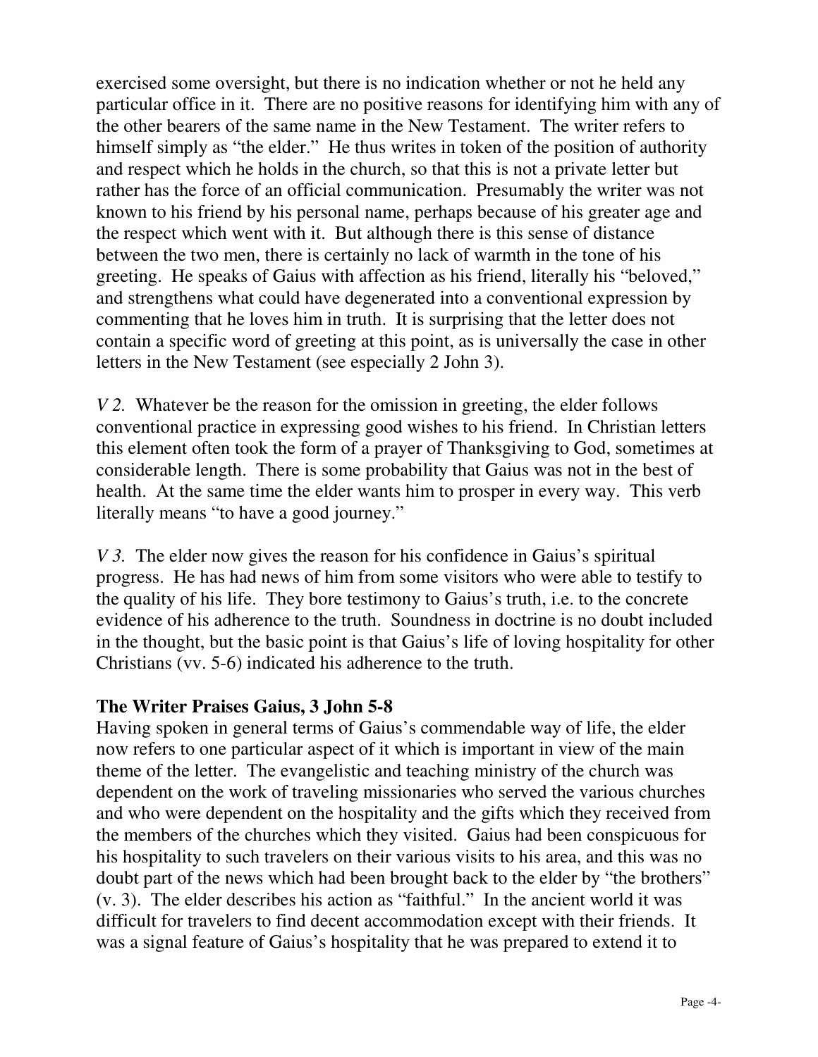exercised some oversight, but there is no indication whether or not he held any particular office in it. There are no positive reasons for identifying him with any of the other bearers of the same name in the New Testament. The writer refers to himself simply as "the elder." He thus writes in token of the position of authority and respect which he holds in the church, so that this is not a private letter but rather has the force of an official communication. Presumably the writer was not known to his friend by his personal name, perhaps because of his greater age and the respect which went with it. But although there is this sense of distance between the two men, there is certainly no lack of warmth in the tone of his greeting. He speaks of Gaius with affection as his friend, literally his "beloved," and strengthens what could have degenerated into a conventional expression by commenting that he loves him in truth. It is surprising that the letter does not contain a specific word of greeting at this point, as is universally the case in other letters in the New Testament (see especially 2 John 3).

*V 2.* Whatever be the reason for the omission in greeting, the elder follows conventional practice in expressing good wishes to his friend. In Christian letters this element often took the form of a prayer of Thanksgiving to God, sometimes at considerable length. There is some probability that Gaius was not in the best of health. At the same time the elder wants him to prosper in every way. This verb literally means "to have a good journey."

*V 3.* The elder now gives the reason for his confidence in Gaius's spiritual progress. He has had news of him from some visitors who were able to testify to the quality of his life. They bore testimony to Gaius's truth, i.e. to the concrete evidence of his adherence to the truth. Soundness in doctrine is no doubt included in the thought, but the basic point is that Gaius's life of loving hospitality for other Christians (vv. 5-6) indicated his adherence to the truth.

**The Writer Praises Gaius, 3 John 5-8**

Having spoken in general terms of Gaius's commendable way of life, the elder now refers to one particular aspect of it which is important in view of the main theme of the letter. The evangelistic and teaching ministry of the church was dependent on the work of traveling missionaries who served the various churches and who were dependent on the hospitality and the gifts which they received from the members of the churches which they visited. Gaius had been conspicuous for his hospitality to such travelers on their various visits to his area, and this was no doubt part of the news which had been brought back to the elder by "the brothers" (v. 3). The elder describes his action as "faithful." In the ancient world it was difficult for travelers to find decent accommodation except with their friends. It was a signal feature of Gaius's hospitality that he was prepared to extend it to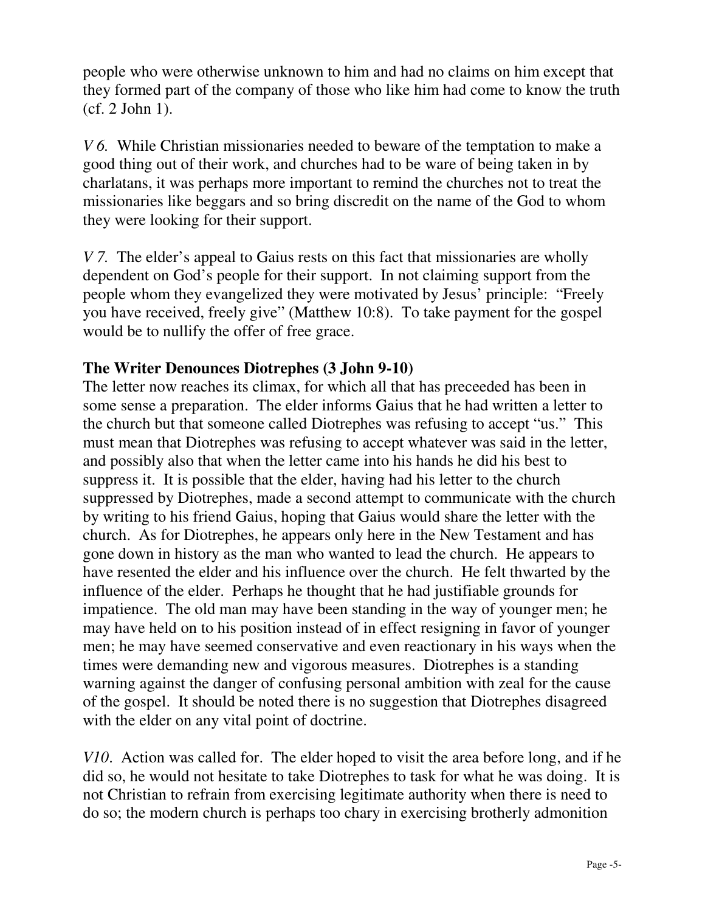people who were otherwise unknown to him and had no claims on him except that they formed part of the company of those who like him had come to know the truth (cf. 2 John 1).

*V 6.* While Christian missionaries needed to beware of the temptation to make a good thing out of their work, and churches had to be ware of being taken in by charlatans, it was perhaps more important to remind the churches not to treat the missionaries like beggars and so bring discredit on the name of the God to whom they were looking for their support.

*V 7.* The elder's appeal to Gaius rests on this fact that missionaries are wholly dependent on God's people for their support. In not claiming support from the people whom they evangelized they were motivated by Jesus' principle: "Freely you have received, freely give" (Matthew 10:8). To take payment for the gospel would be to nullify the offer of free grace.

**The Writer Denounces Diotrephes (3 John 9-10)**

The letter now reaches its climax, for which all that has preceeded has been in some sense a preparation. The elder informs Gaius that he had written a letter to the church but that someone called Diotrephes was refusing to accept "us." This must mean that Diotrephes was refusing to accept whatever was said in the letter, and possibly also that when the letter came into his hands he did his best to suppress it. It is possible that the elder, having had his letter to the church suppressed by Diotrephes, made a second attempt to communicate with the church by writing to his friend Gaius, hoping that Gaius would share the letter with the church. As for Diotrephes, he appears only here in the New Testament and has gone down in history as the man who wanted to lead the church. He appears to have resented the elder and his influence over the church. He felt thwarted by the influence of the elder. Perhaps he thought that he had justifiable grounds for impatience. The old man may have been standing in the way of younger men; he may have held on to his position instead of in effect resigning in favor of younger men; he may have seemed conservative and even reactionary in his ways when the times were demanding new and vigorous measures. Diotrephes is a standing warning against the danger of confusing personal ambition with zeal for the cause of the gospel. It should be noted there is no suggestion that Diotrephes disagreed with the elder on any vital point of doctrine.

*V10.* Action was called for. The elder hoped to visit the area before long, and if he did so, he would not hesitate to take Diotrephes to task for what he was doing. It is not Christian to refrain from exercising legitimate authority when there is need to do so; the modern church is perhaps too chary in exercising brotherly admonition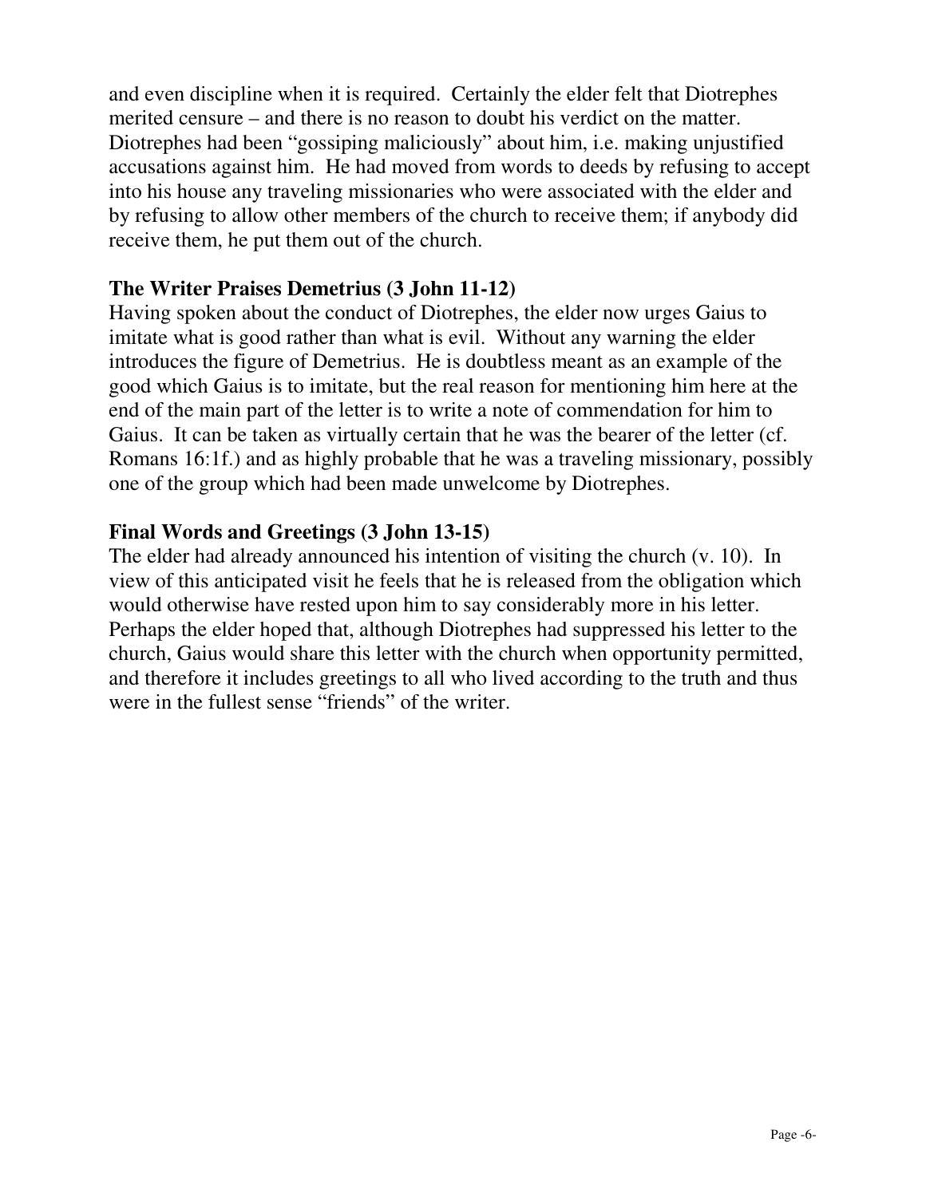and even discipline when it is required. Certainly the elder felt that Diotrephes merited censure – and there is no reason to doubt his verdict on the matter. Diotrephes had been "gossiping maliciously" about him, i.e. making unjustified accusations against him. He had moved from words to deeds by refusing to accept into his house any traveling missionaries who were associated with the elder and by refusing to allow other members of the church to receive them; if anybody did receive them, he put them out of the church.

**The Writer Praises Demetrius (3 John 11-12)**

Having spoken about the conduct of Diotrephes, the elder now urges Gaius to imitate what is good rather than what is evil. Without any warning the elder introduces the figure of Demetrius. He is doubtless meant as an example of the good which Gaius is to imitate, but the real reason for mentioning him here at the end of the main part of the letter is to write a note of commendation for him to Gaius. It can be taken as virtually certain that he was the bearer of the letter (cf. Romans 16:1f.) and as highly probable that he was a traveling missionary, possibly one of the group which had been made unwelcome by Diotrephes.

**Final Words and Greetings (3 John 13-15)**

The elder had already announced his intention of visiting the church (v. 10). In view of this anticipated visit he feels that he is released from the obligation which would otherwise have rested upon him to say considerably more in his letter. Perhaps the elder hoped that, although Diotrephes had suppressed his letter to the church, Gaius would share this letter with the church when opportunity permitted, and therefore it includes greetings to all who lived according to the truth and thus were in the fullest sense "friends" of the writer.